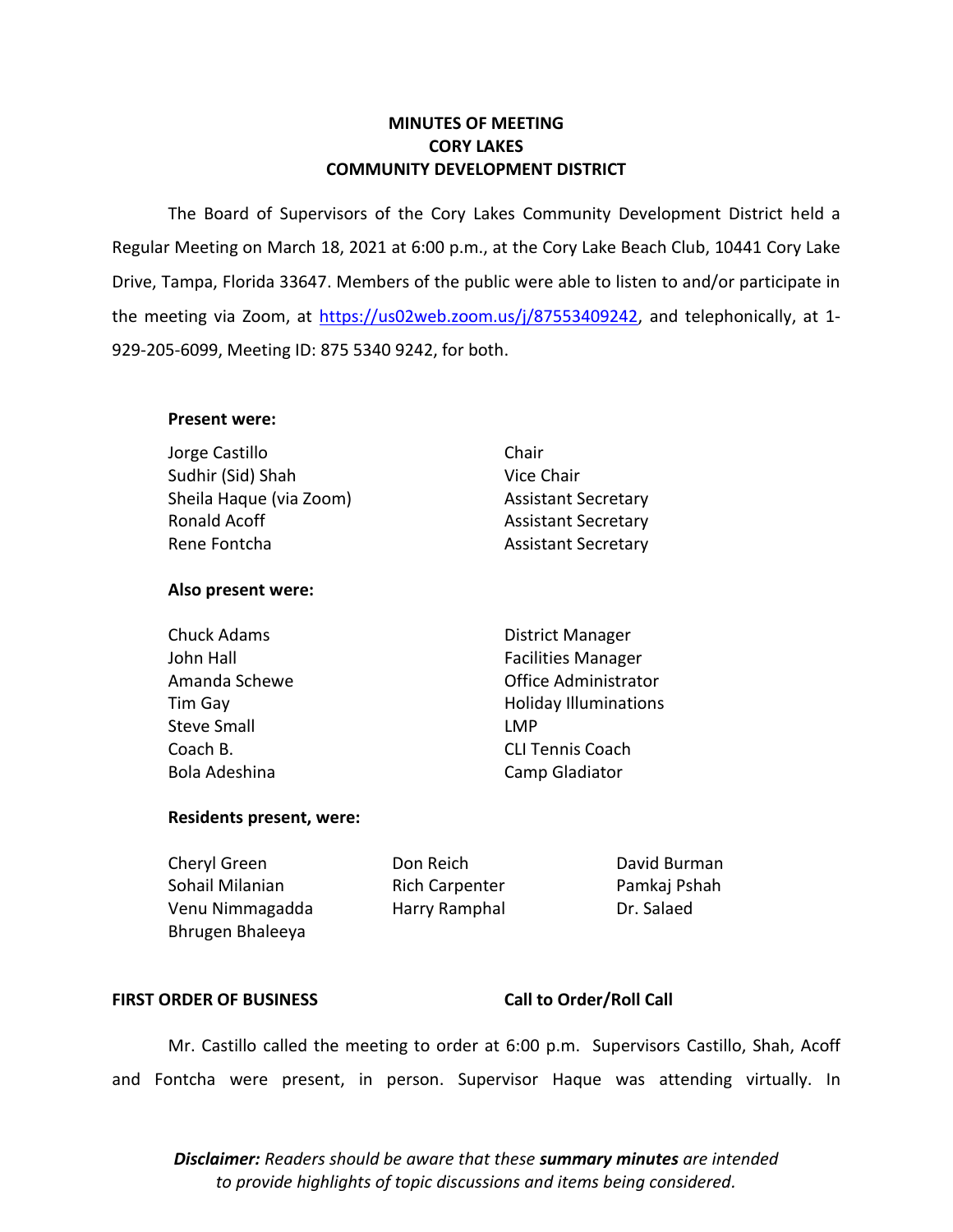# MINUTES OF MEETING
# CORY LAKES
# COMMUNITY DEVELOPMENT DISTRICT

The Board of Supervisors of the Cory Lakes Community Development District held a Regular Meeting on March 18, 2021 at 6:00 p.m., at the Cory Lake Beach Club, 10441 Cory Lake Drive, Tampa, Florida 33647. Members of the public were able to listen to and/or participate in the meeting via Zoom, at https://us02web.zoom.us/j/87553409242, and telephonically, at 1-929-205-6099, Meeting ID: 875 5340 9242, for both.

**Present were:**

| | |
|---|---|
| Jorge Castillo | Chair |
| Sudhir (Sid) Shah | Vice Chair |
| Sheila Haque (via Zoom) | Assistant Secretary |
| Ronald Acoff | Assistant Secretary |
| Rene Fontcha | Assistant Secretary |

**Also present were:**

| | |
|---|---|
| Chuck Adams | District Manager |
| John Hall | Facilities Manager |
| Amanda Schewe | Office Administrator |
| Tim Gay | Holiday Illuminations |
| Steve Small | LMP |
| Coach B. | CLI Tennis Coach |
| Bola Adeshina | Camp Gladiator |

**Residents present, were:**

| | | |
|---|---|---|
| Cheryl Green | Don Reich | David Burman |
| Sohail Milanian | Rich Carpenter | Pamkaj Pshah |
| Venu Nimmagadda | Harry Ramphal | Dr. Salaed |
| Bhrugen Bhaleeya | | |

**FIRST ORDER OF BUSINESS** **Call to Order/Roll Call**

Mr. Castillo called the meeting to order at 6:00 p.m. Supervisors Castillo, Shah, Acoff and Fontcha were present, in person. Supervisor Haque was attending virtually. In

***Disclaimer:*** *Readers should be aware that these* ***summary minutes*** *are intended to provide highlights of topic discussions and items being considered.*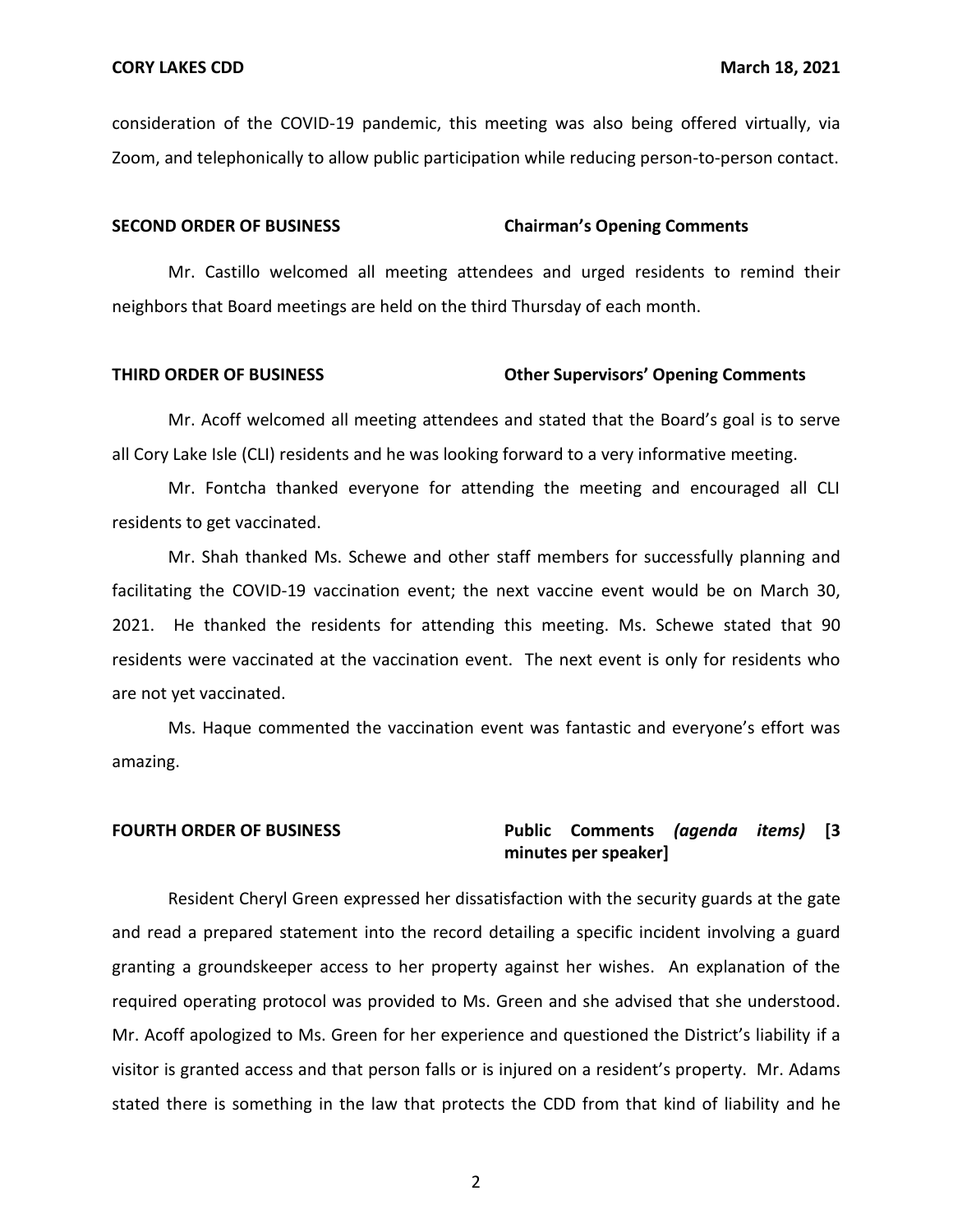consideration of the COVID-19 pandemic, this meeting was also being offered virtually, via Zoom, and telephonically to allow public participation while reducing person-to-person contact.

**SECOND ORDER OF BUSINESS** **Chairman's Opening Comments**

Mr. Castillo welcomed all meeting attendees and urged residents to remind their neighbors that Board meetings are held on the third Thursday of each month.

**THIRD ORDER OF BUSINESS** **Other Supervisors' Opening Comments**

Mr. Acoff welcomed all meeting attendees and stated that the Board's goal is to serve all Cory Lake Isle (CLI) residents and he was looking forward to a very informative meeting.

Mr. Fontcha thanked everyone for attending the meeting and encouraged all CLI residents to get vaccinated.

Mr. Shah thanked Ms. Schewe and other staff members for successfully planning and facilitating the COVID-19 vaccination event; the next vaccine event would be on March 30, 2021. He thanked the residents for attending this meeting. Ms. Schewe stated that 90 residents were vaccinated at the vaccination event. The next event is only for residents who are not yet vaccinated.

Ms. Haque commented the vaccination event was fantastic and everyone's effort was amazing.

**FOURTH ORDER OF BUSINESS** **Public Comments *(agenda items)* [3 minutes per speaker]**

Resident Cheryl Green expressed her dissatisfaction with the security guards at the gate and read a prepared statement into the record detailing a specific incident involving a guard granting a groundskeeper access to her property against her wishes. An explanation of the required operating protocol was provided to Ms. Green and she advised that she understood. Mr. Acoff apologized to Ms. Green for her experience and questioned the District's liability if a visitor is granted access and that person falls or is injured on a resident's property. Mr. Adams stated there is something in the law that protects the CDD from that kind of liability and he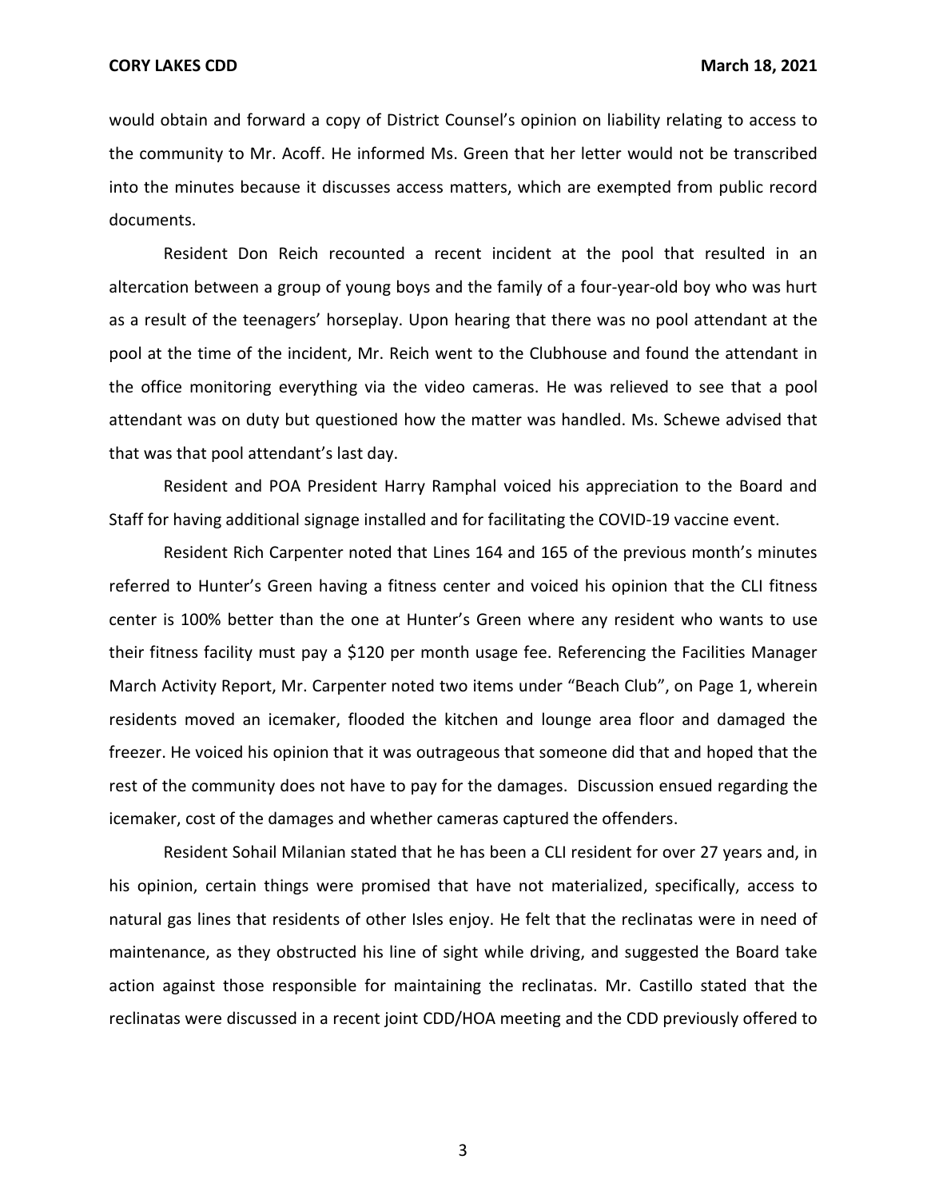would obtain and forward a copy of District Counsel's opinion on liability relating to access to the community to Mr. Acoff. He informed Ms. Green that her letter would not be transcribed into the minutes because it discusses access matters, which are exempted from public record documents.

Resident Don Reich recounted a recent incident at the pool that resulted in an altercation between a group of young boys and the family of a four-year-old boy who was hurt as a result of the teenagers' horseplay. Upon hearing that there was no pool attendant at the pool at the time of the incident, Mr. Reich went to the Clubhouse and found the attendant in the office monitoring everything via the video cameras. He was relieved to see that a pool attendant was on duty but questioned how the matter was handled. Ms. Schewe advised that that was that pool attendant's last day.

Resident and POA President Harry Ramphal voiced his appreciation to the Board and Staff for having additional signage installed and for facilitating the COVID-19 vaccine event.

Resident Rich Carpenter noted that Lines 164 and 165 of the previous month's minutes referred to Hunter's Green having a fitness center and voiced his opinion that the CLI fitness center is 100% better than the one at Hunter's Green where any resident who wants to use their fitness facility must pay a $120 per month usage fee. Referencing the Facilities Manager March Activity Report, Mr. Carpenter noted two items under "Beach Club", on Page 1, wherein residents moved an icemaker, flooded the kitchen and lounge area floor and damaged the freezer. He voiced his opinion that it was outrageous that someone did that and hoped that the rest of the community does not have to pay for the damages. Discussion ensued regarding the icemaker, cost of the damages and whether cameras captured the offenders.

Resident Sohail Milanian stated that he has been a CLI resident for over 27 years and, in his opinion, certain things were promised that have not materialized, specifically, access to natural gas lines that residents of other Isles enjoy. He felt that the reclinatas were in need of maintenance, as they obstructed his line of sight while driving, and suggested the Board take action against those responsible for maintaining the reclinatas. Mr. Castillo stated that the reclinatas were discussed in a recent joint CDD/HOA meeting and the CDD previously offered to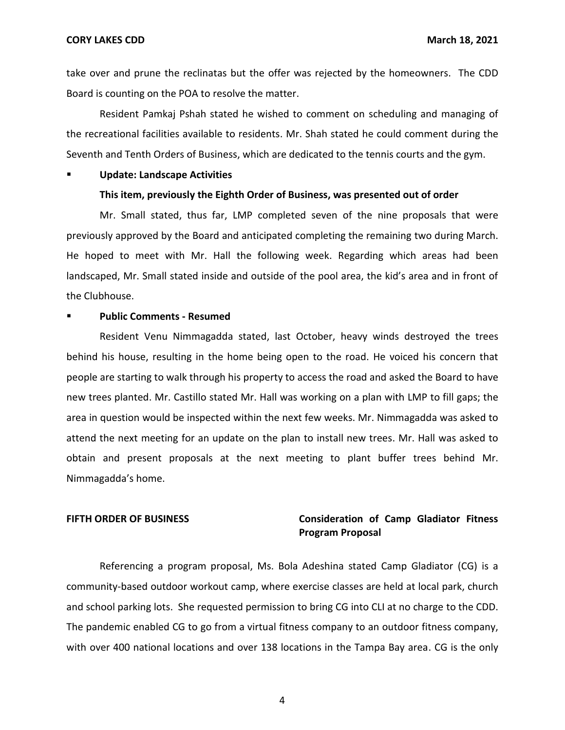take over and prune the reclinatas but the offer was rejected by the homeowners. The CDD Board is counting on the POA to resolve the matter.

Resident Pamkaj Pshah stated he wished to comment on scheduling and managing of the recreational facilities available to residents. Mr. Shah stated he could comment during the Seventh and Tenth Orders of Business, which are dedicated to the tennis courts and the gym.

- **Update: Landscape Activities**

  **This item, previously the Eighth Order of Business, was presented out of order**

Mr. Small stated, thus far, LMP completed seven of the nine proposals that were previously approved by the Board and anticipated completing the remaining two during March. He hoped to meet with Mr. Hall the following week. Regarding which areas had been landscaped, Mr. Small stated inside and outside of the pool area, the kid's area and in front of the Clubhouse.

- **Public Comments - Resumed**

Resident Venu Nimmagadda stated, last October, heavy winds destroyed the trees behind his house, resulting in the home being open to the road. He voiced his concern that people are starting to walk through his property to access the road and asked the Board to have new trees planted. Mr. Castillo stated Mr. Hall was working on a plan with LMP to fill gaps; the area in question would be inspected within the next few weeks. Mr. Nimmagadda was asked to attend the next meeting for an update on the plan to install new trees. Mr. Hall was asked to obtain and present proposals at the next meeting to plant buffer trees behind Mr. Nimmagadda's home.

**FIFTH ORDER OF BUSINESS** **Consideration of Camp Gladiator Fitness Program Proposal**

Referencing a program proposal, Ms. Bola Adeshina stated Camp Gladiator (CG) is a community-based outdoor workout camp, where exercise classes are held at local park, church and school parking lots. She requested permission to bring CG into CLI at no charge to the CDD. The pandemic enabled CG to go from a virtual fitness company to an outdoor fitness company, with over 400 national locations and over 138 locations in the Tampa Bay area. CG is the only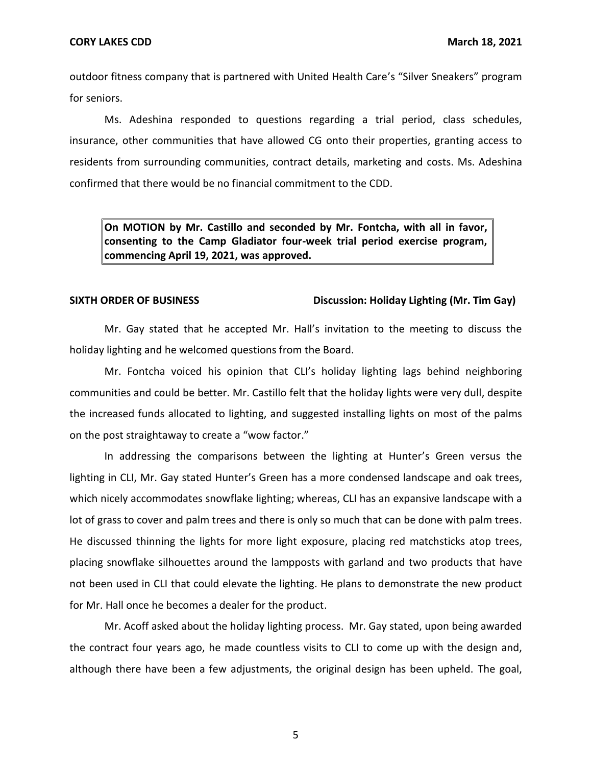outdoor fitness company that is partnered with United Health Care's "Silver Sneakers" program for seniors.

Ms. Adeshina responded to questions regarding a trial period, class schedules, insurance, other communities that have allowed CG onto their properties, granting access to residents from surrounding communities, contract details, marketing and costs. Ms. Adeshina confirmed that there would be no financial commitment to the CDD.

**On MOTION by Mr. Castillo and seconded by Mr. Fontcha, with all in favor, consenting to the Camp Gladiator four-week trial period exercise program, commencing April 19, 2021, was approved.**

**SIXTH ORDER OF BUSINESS** **Discussion: Holiday Lighting (Mr. Tim Gay)**

Mr. Gay stated that he accepted Mr. Hall's invitation to the meeting to discuss the holiday lighting and he welcomed questions from the Board.

Mr. Fontcha voiced his opinion that CLI's holiday lighting lags behind neighboring communities and could be better. Mr. Castillo felt that the holiday lights were very dull, despite the increased funds allocated to lighting, and suggested installing lights on most of the palms on the post straightaway to create a "wow factor."

In addressing the comparisons between the lighting at Hunter's Green versus the lighting in CLI, Mr. Gay stated Hunter's Green has a more condensed landscape and oak trees, which nicely accommodates snowflake lighting; whereas, CLI has an expansive landscape with a lot of grass to cover and palm trees and there is only so much that can be done with palm trees. He discussed thinning the lights for more light exposure, placing red matchsticks atop trees, placing snowflake silhouettes around the lampposts with garland and two products that have not been used in CLI that could elevate the lighting. He plans to demonstrate the new product for Mr. Hall once he becomes a dealer for the product.

Mr. Acoff asked about the holiday lighting process. Mr. Gay stated, upon being awarded the contract four years ago, he made countless visits to CLI to come up with the design and, although there have been a few adjustments, the original design has been upheld. The goal,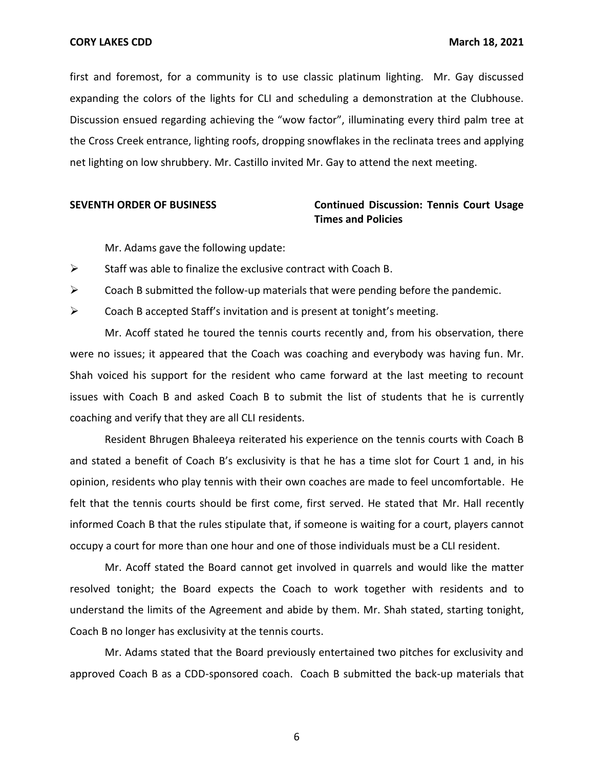first and foremost, for a community is to use classic platinum lighting. Mr. Gay discussed expanding the colors of the lights for CLI and scheduling a demonstration at the Clubhouse. Discussion ensued regarding achieving the "wow factor", illuminating every third palm tree at the Cross Creek entrance, lighting roofs, dropping snowflakes in the reclinata trees and applying net lighting on low shrubbery. Mr. Castillo invited Mr. Gay to attend the next meeting.

**SEVENTH ORDER OF BUSINESS** **Continued Discussion: Tennis Court Usage Times and Policies**

Mr. Adams gave the following update:

- Staff was able to finalize the exclusive contract with Coach B.
- Coach B submitted the follow-up materials that were pending before the pandemic.
- Coach B accepted Staff's invitation and is present at tonight's meeting.

Mr. Acoff stated he toured the tennis courts recently and, from his observation, there were no issues; it appeared that the Coach was coaching and everybody was having fun. Mr. Shah voiced his support for the resident who came forward at the last meeting to recount issues with Coach B and asked Coach B to submit the list of students that he is currently coaching and verify that they are all CLI residents.

Resident Bhrugen Bhaleeya reiterated his experience on the tennis courts with Coach B and stated a benefit of Coach B's exclusivity is that he has a time slot for Court 1 and, in his opinion, residents who play tennis with their own coaches are made to feel uncomfortable. He felt that the tennis courts should be first come, first served. He stated that Mr. Hall recently informed Coach B that the rules stipulate that, if someone is waiting for a court, players cannot occupy a court for more than one hour and one of those individuals must be a CLI resident.

Mr. Acoff stated the Board cannot get involved in quarrels and would like the matter resolved tonight; the Board expects the Coach to work together with residents and to understand the limits of the Agreement and abide by them. Mr. Shah stated, starting tonight, Coach B no longer has exclusivity at the tennis courts.

Mr. Adams stated that the Board previously entertained two pitches for exclusivity and approved Coach B as a CDD-sponsored coach. Coach B submitted the back-up materials that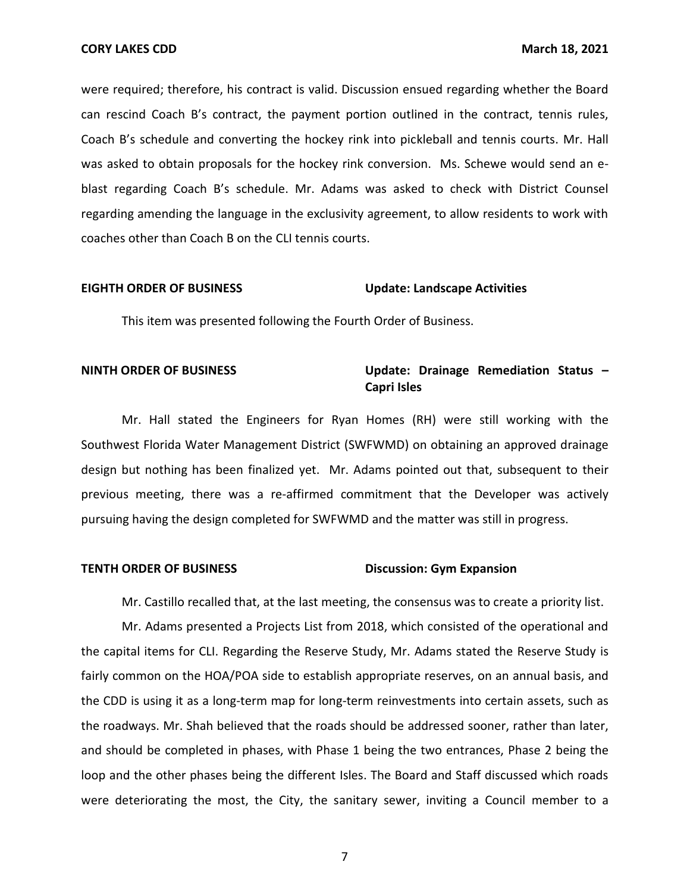were required; therefore, his contract is valid. Discussion ensued regarding whether the Board can rescind Coach B's contract, the payment portion outlined in the contract, tennis rules, Coach B's schedule and converting the hockey rink into pickleball and tennis courts. Mr. Hall was asked to obtain proposals for the hockey rink conversion. Ms. Schewe would send an e-blast regarding Coach B's schedule. Mr. Adams was asked to check with District Counsel regarding amending the language in the exclusivity agreement, to allow residents to work with coaches other than Coach B on the CLI tennis courts.

**EIGHTH ORDER OF BUSINESS** **Update: Landscape Activities**

This item was presented following the Fourth Order of Business.

**NINTH ORDER OF BUSINESS** **Update: Drainage Remediation Status – Capri Isles**

Mr. Hall stated the Engineers for Ryan Homes (RH) were still working with the Southwest Florida Water Management District (SWFWMD) on obtaining an approved drainage design but nothing has been finalized yet. Mr. Adams pointed out that, subsequent to their previous meeting, there was a re-affirmed commitment that the Developer was actively pursuing having the design completed for SWFWMD and the matter was still in progress.

**TENTH ORDER OF BUSINESS** **Discussion: Gym Expansion**

Mr. Castillo recalled that, at the last meeting, the consensus was to create a priority list.

Mr. Adams presented a Projects List from 2018, which consisted of the operational and the capital items for CLI. Regarding the Reserve Study, Mr. Adams stated the Reserve Study is fairly common on the HOA/POA side to establish appropriate reserves, on an annual basis, and the CDD is using it as a long-term map for long-term reinvestments into certain assets, such as the roadways. Mr. Shah believed that the roads should be addressed sooner, rather than later, and should be completed in phases, with Phase 1 being the two entrances, Phase 2 being the loop and the other phases being the different Isles. The Board and Staff discussed which roads were deteriorating the most, the City, the sanitary sewer, inviting a Council member to a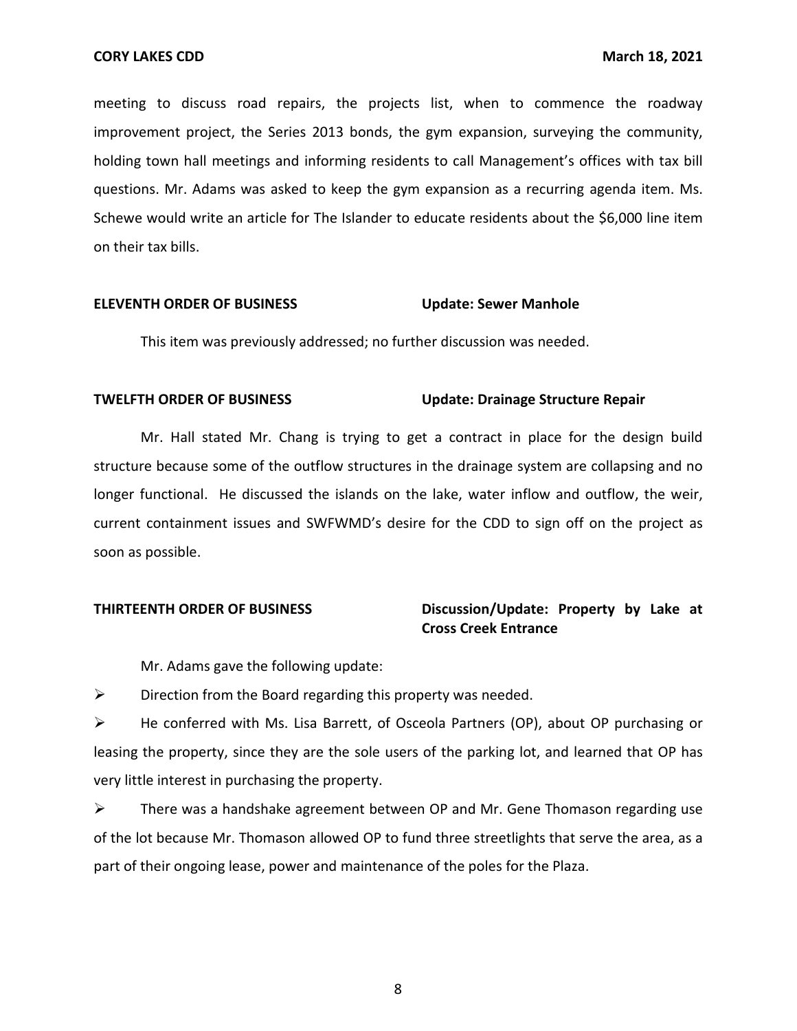meeting to discuss road repairs, the projects list, when to commence the roadway improvement project, the Series 2013 bonds, the gym expansion, surveying the community, holding town hall meetings and informing residents to call Management's offices with tax bill questions. Mr. Adams was asked to keep the gym expansion as a recurring agenda item. Ms. Schewe would write an article for The Islander to educate residents about the $6,000 line item on their tax bills.

**ELEVENTH ORDER OF BUSINESS** **Update: Sewer Manhole**

This item was previously addressed; no further discussion was needed.

**TWELFTH ORDER OF BUSINESS** **Update: Drainage Structure Repair**

Mr. Hall stated Mr. Chang is trying to get a contract in place for the design build structure because some of the outflow structures in the drainage system are collapsing and no longer functional. He discussed the islands on the lake, water inflow and outflow, the weir, current containment issues and SWFWMD's desire for the CDD to sign off on the project as soon as possible.

**THIRTEENTH ORDER OF BUSINESS** **Discussion/Update: Property by Lake at Cross Creek Entrance**

Mr. Adams gave the following update:

- Direction from the Board regarding this property was needed.
- He conferred with Ms. Lisa Barrett, of Osceola Partners (OP), about OP purchasing or leasing the property, since they are the sole users of the parking lot, and learned that OP has very little interest in purchasing the property.
- There was a handshake agreement between OP and Mr. Gene Thomason regarding use of the lot because Mr. Thomason allowed OP to fund three streetlights that serve the area, as a part of their ongoing lease, power and maintenance of the poles for the Plaza.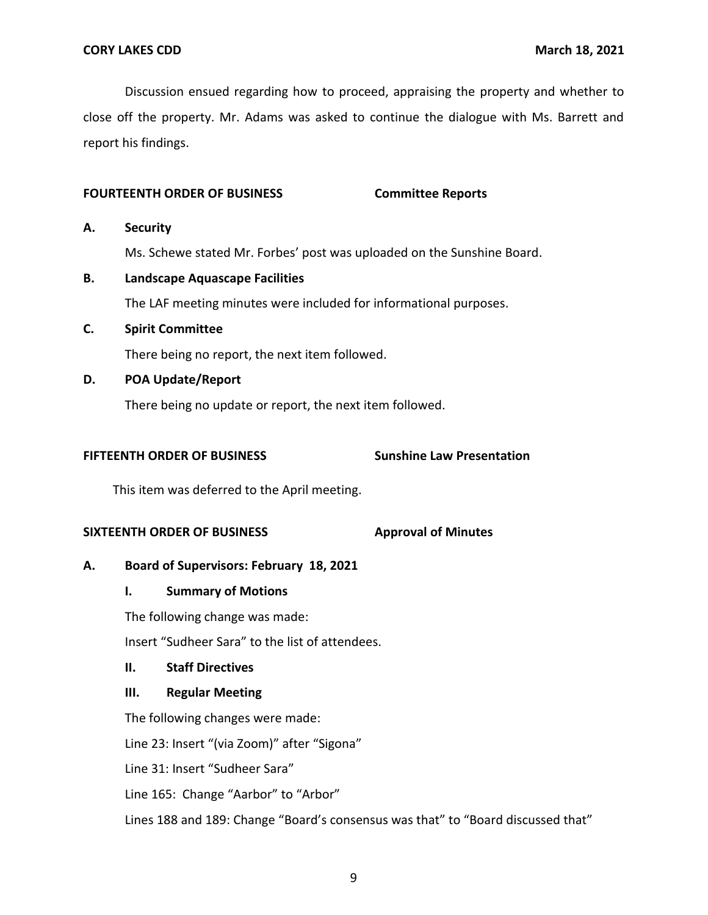Discussion ensued regarding how to proceed, appraising the property and whether to close off the property. Mr. Adams was asked to continue the dialogue with Ms. Barrett and report his findings.

**FOURTEENTH ORDER OF BUSINESS** **Committee Reports**

**A. Security**

Ms. Schewe stated Mr. Forbes' post was uploaded on the Sunshine Board.

**B. Landscape Aquascape Facilities**

The LAF meeting minutes were included for informational purposes.

**C. Spirit Committee**

There being no report, the next item followed.

**D. POA Update/Report**

There being no update or report, the next item followed.

**FIFTEENTH ORDER OF BUSINESS** **Sunshine Law Presentation**

This item was deferred to the April meeting.

**SIXTEENTH ORDER OF BUSINESS** **Approval of Minutes**

**A. Board of Supervisors: February 18, 2021**

**I. Summary of Motions**

The following change was made:

Insert "Sudheer Sara" to the list of attendees.

**II. Staff Directives**

**III. Regular Meeting**

The following changes were made:

Line 23: Insert "(via Zoom)" after "Sigona"

Line 31: Insert "Sudheer Sara"

Line 165: Change "Aarbor" to "Arbor"

Lines 188 and 189: Change "Board's consensus was that" to "Board discussed that"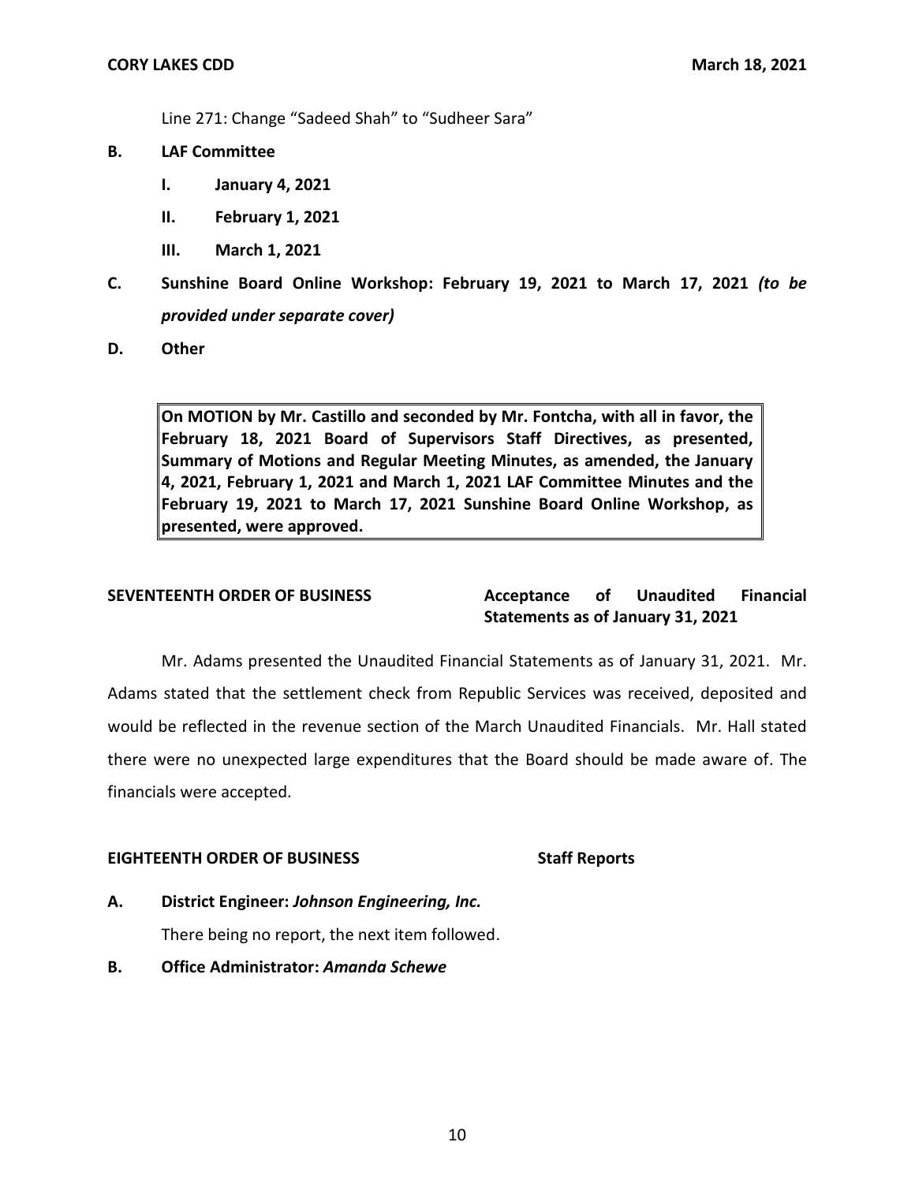Line 271: Change "Sadeed Shah" to "Sudheer Sara"

**B. LAF Committee**

**I. January 4, 2021**

**II. February 1, 2021**

**III. March 1, 2021**

**C. Sunshine Board Online Workshop: February 19, 2021 to March 17, 2021** ***(to be provided under separate cover)***

**D. Other**

> **On MOTION by Mr. Castillo and seconded by Mr. Fontcha, with all in favor, the February 18, 2021 Board of Supervisors Staff Directives, as presented, Summary of Motions and Regular Meeting Minutes, as amended, the January 4, 2021, February 1, 2021 and March 1, 2021 LAF Committee Minutes and the February 19, 2021 to March 17, 2021 Sunshine Board Online Workshop, as presented, were approved.**

**SEVENTEENTH ORDER OF BUSINESS** **Acceptance of Unaudited Financial Statements as of January 31, 2021**

Mr. Adams presented the Unaudited Financial Statements as of January 31, 2021. Mr. Adams stated that the settlement check from Republic Services was received, deposited and would be reflected in the revenue section of the March Unaudited Financials. Mr. Hall stated there were no unexpected large expenditures that the Board should be made aware of. The financials were accepted.

**EIGHTEENTH ORDER OF BUSINESS** **Staff Reports**

**A. District Engineer:** ***Johnson Engineering, Inc.***

There being no report, the next item followed.

**B. Office Administrator:** ***Amanda Schewe***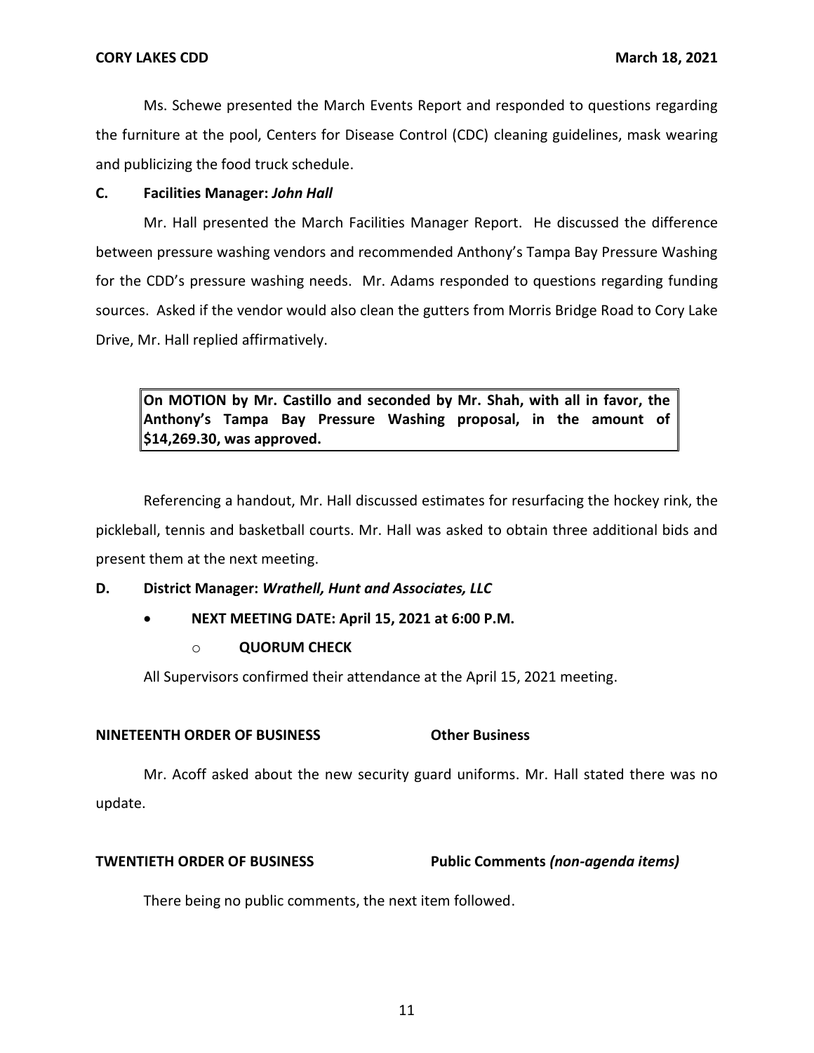Ms. Schewe presented the March Events Report and responded to questions regarding the furniture at the pool, Centers for Disease Control (CDC) cleaning guidelines, mask wearing and publicizing the food truck schedule.

**C. Facilities Manager:** ***John Hall***

Mr. Hall presented the March Facilities Manager Report. He discussed the difference between pressure washing vendors and recommended Anthony's Tampa Bay Pressure Washing for the CDD's pressure washing needs. Mr. Adams responded to questions regarding funding sources. Asked if the vendor would also clean the gutters from Morris Bridge Road to Cory Lake Drive, Mr. Hall replied affirmatively.

> **On MOTION by Mr. Castillo and seconded by Mr. Shah, with all in favor, the Anthony's Tampa Bay Pressure Washing proposal, in the amount of $14,269.30, was approved.**

Referencing a handout, Mr. Hall discussed estimates for resurfacing the hockey rink, the pickleball, tennis and basketball courts. Mr. Hall was asked to obtain three additional bids and present them at the next meeting.

**D. District Manager:** ***Wrathell, Hunt and Associates, LLC***

- **NEXT MEETING DATE: April 15, 2021 at 6:00 P.M.**
  - **QUORUM CHECK**

All Supervisors confirmed their attendance at the April 15, 2021 meeting.

**NINETEENTH ORDER OF BUSINESS** **Other Business**

Mr. Acoff asked about the new security guard uniforms. Mr. Hall stated there was no update.

**TWENTIETH ORDER OF BUSINESS** **Public Comments** ***(non-agenda items)***

There being no public comments, the next item followed.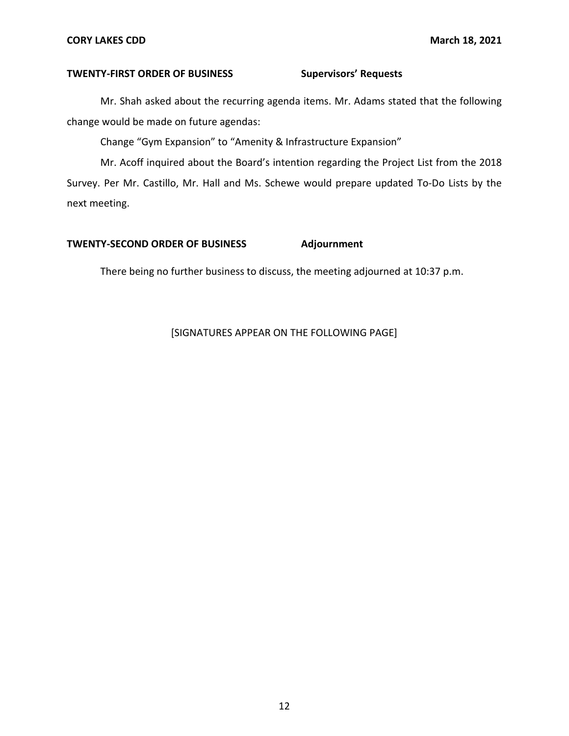**TWENTY-FIRST ORDER OF BUSINESS** **Supervisors' Requests**

Mr. Shah asked about the recurring agenda items. Mr. Adams stated that the following change would be made on future agendas:

Change "Gym Expansion" to "Amenity & Infrastructure Expansion"

Mr. Acoff inquired about the Board's intention regarding the Project List from the 2018 Survey. Per Mr. Castillo, Mr. Hall and Ms. Schewe would prepare updated To-Do Lists by the next meeting.

**TWENTY-SECOND ORDER OF BUSINESS** **Adjournment**

There being no further business to discuss, the meeting adjourned at 10:37 p.m.

[SIGNATURES APPEAR ON THE FOLLOWING PAGE]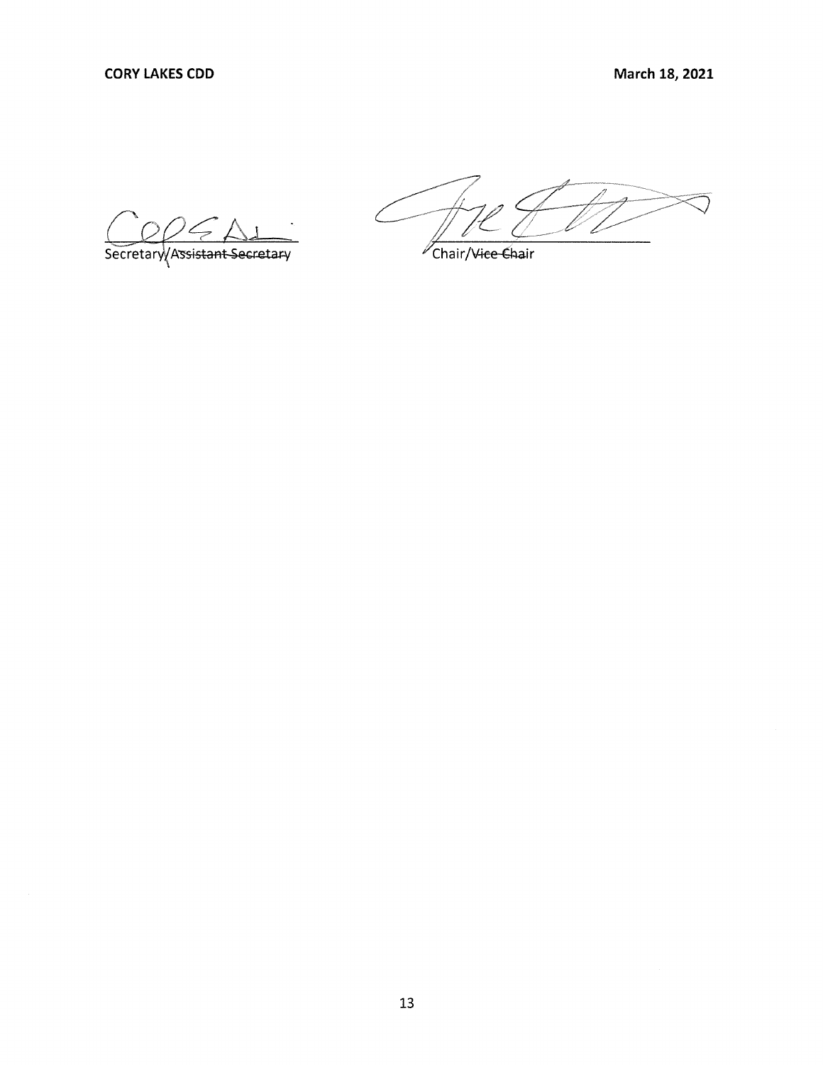Secretary/~~Assistant Secretary~~ Chair/~~Vice Chair~~